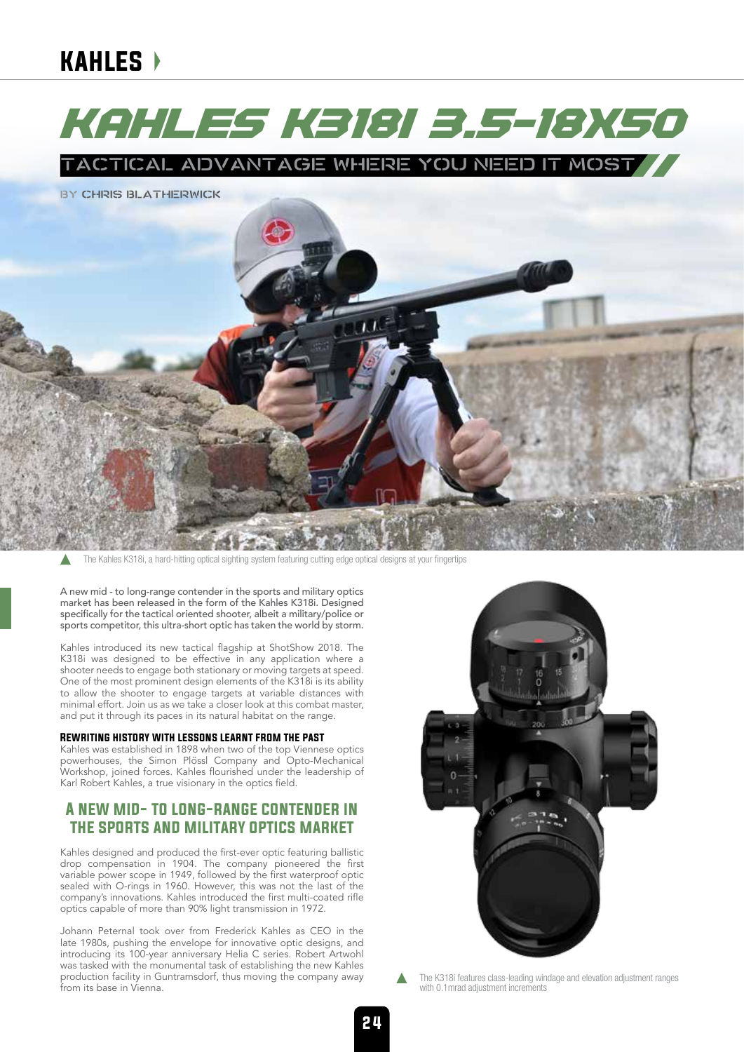# KAHLES K318I 3.5-18X50

## TACTICAL ADVANTAGE WHERE YOU NEED IT MOST

BY CHRIS BLATHERWICK

The Kahles K318i, a hard-hitting optical sighting system featuring cutting edge optical designs at your fingertips

A new mid - to long-range contender in the sports and military optics market has been released in the form of the Kahles K318i. Designed specifically for the tactical oriented shooter, albeit a military/police or sports competitor, this ultra-short optic has taken the world by storm.

Kahles introduced its new tactical flagship at ShotShow 2018. The K318i was designed to be effective in any application where a shooter needs to engage both stationary or moving targets at speed. One of the most prominent design elements of the K318i is its ability to allow the shooter to engage targets at variable distances with minimal effort. Join us as we take a closer look at this combat master, and put it through its paces in its natural habitat on the range.

### REWRITING HISTORY WITH LESSONS LEARNT FROM THE PAST

Kahles was established in 1898 when two of the top Viennese optics powerhouses, the Simon Plőssl Company and Opto-Mechanical Workshop, joined forces. Kahles flourished under the leadership of Karl Robert Kahles, a true visionary in the optics field.

## A NEW MID- TO LONG-RANGE CONTENDER IN THE SPORTS AND MILITARY OPTICS MARKET

Kahles designed and produced the first-ever optic featuring ballistic drop compensation in 1904. The company pioneered the first variable power scope in 1949, followed by the first waterproof optic sealed with O-rings in 1960. However, this was not the last of the company's innovations. Kahles introduced the first multi-coated rifle optics capable of more than 90% light transmission in 1972.

Johann Peternal took over from Frederick Kahles as CEO in the late 1980s, pushing the envelope for innovative optic designs, and introducing its 100-year anniversary Helia C series. Robert Artwohl was tasked with the monumental task of establishing the new Kahles production facility in Guntramsdorf, thus moving the company away from its base in Vienna.

The K318i features class-leading windage and elevation adjustment ranges with 0.1mrad adjustment increments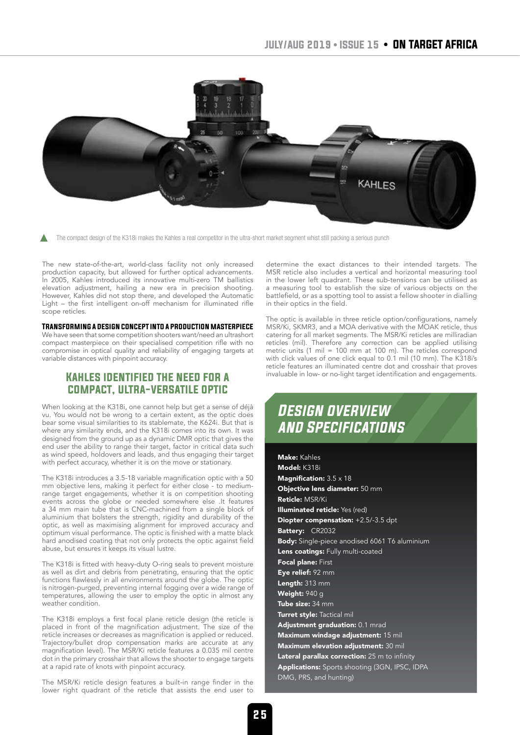The compact design of the K318i makes the Kahles a real competitor in the ultra-short market segment whist still packing a serious punch

The new state-of-the-art, world-class facility not only increased production capacity, but allowed for further optical advancements. In 2005, Kahles introduced its innovative multi-zero TM ballistics elevation adjustment, hailing a new era in precision shooting. However, Kahles did not stop there, and developed the Automatic Light – the first intelligent on-off mechanism for illuminated rifle scope reticles.

### TRANSFORMING A DESIGN CONCEPT INTO A PRODUCTION MASTERPIECE

We have seen that some competition shooters want/need an ultrashort compact masterpiece on their specialised competition rifle with no compromise in optical quality and reliability of engaging targets at variable distances with pinpoint accuracy.

## KAHLES IDENTIFIED THE NEED FOR A COMPACT, ULTRA-VERSATILE OPTIC

When looking at the K318i, one cannot help but get a sense of déjà vu. You would not be wrong to a certain extent, as the optic does bear some visual similarities to its stablemate, the K624i. But that is where any similarity ends, and the K318i comes into its own. It was designed from the ground up as a dynamic DMR optic that gives the end user the ability to range their target, factor in critical data such as wind speed, holdovers and leads, and thus engaging their target with perfect accuracy, whether it is on the move or stationary.

The K318i introduces a 3.5-18 variable magnification optic with a 50 mm objective lens, making it perfect for either close - to medium-range target engagements, whether it is on competition shooting events across the globe or needed somewhere else .It features a 34 mm main tube that is CNC-machined from a single block of aluminium that bolsters the strength, rigidity and durability of the optic, as well as maximising alignment for improved accuracy and optimum visual performance. The optic is finished with a matte black hard anodised coating that not only protects the optic against field abuse, but ensures it keeps its visual lustre.

The K318i is fitted with heavy-duty O-ring seals to prevent moisture as well as dirt and debris from penetrating, ensuring that the optic functions flawlessly in all environments around the globe. The optic is nitrogen-purged, preventing internal fogging over a wide range of temperatures, allowing the user to employ the optic in almost any weather condition.

The K318i employs a first focal plane reticle design (the reticle is placed in front of the magnification adjustment. The size of the reticle increases or decreases as magnification is applied or reduced. Trajectory/bullet drop compensation marks are accurate at any magnification level). The MSR/Ki reticle features a 0.035 mil centre dot in the primary crosshair that allows the shooter to engage targets at a rapid rate of knots with pinpoint accuracy.

The MSR/Ki reticle design features a built-in range finder in the lower right quadrant of the reticle that assists the end user to determine the exact distances to their intended targets. The MSR reticle also includes a vertical and horizontal measuring tool in the lower left quadrant. These sub-tensions can be utilised as a measuring tool to establish the size of various objects on the battlefield, or as a spotting tool to assist a fellow shooter in dialling in their optics in the field.

The optic is available in three reticle option/configurations, namely MSR/Ki, SKMR3, and a MOA derivative with the MOAK reticle, thus catering for all market segments. The MSR/Ki reticles are milliradian reticles (mil). Therefore any correction can be applied utilising metric units (1 mil = 100 mm at 100 m). The reticles correspond with click values of one click equal to 0.1 mil (10 mm). The K318i's reticle features an illuminated centre dot and crosshair that proves invaluable in low- or no-light target identification and engagements.

## DESIGN OVERVIEW AND SPECIFICATIONS

**Make:** Kahles
**Model:** K318i
**Magnification:** 3.5 x 18
**Objective lens diameter:** 50 mm
**Reticle:** MSR/Ki
**Illuminated reticle:** Yes (red)
**Diopter compensation:** +2.5/-3.5 dpt
**Battery:** CR2032
**Body:** Single-piece anodised 6061 T6 aluminium
**Lens coatings:** Fully multi-coated
**Focal plane:** First
**Eye relief:** 92 mm
**Length:** 313 mm
**Weight:** 940 g
**Tube size:** 34 mm
**Turret style:** Tactical mil
**Adjustment graduation:** 0.1 mrad
**Maximum windage adjustment:** 15 mil
**Maximum elevation adjustment:** 30 mil
**Lateral parallax correction:** 25 m to infinity
**Applications:** Sports shooting (3GN, IPSC, IDPA DMG, PRS, and hunting)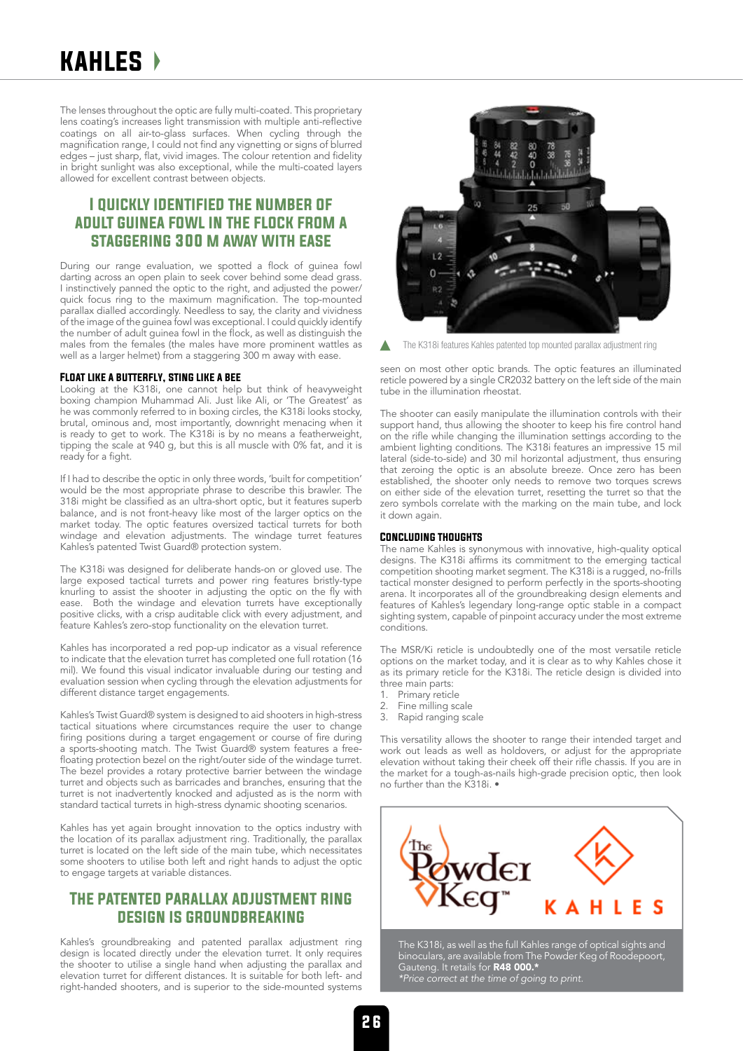The lenses throughout the optic are fully multi-coated. This proprietary lens coating's increases light transmission with multiple anti-reflective coatings on all air-to-glass surfaces. When cycling through the magnification range, I could not find any vignetting or signs of blurred edges – just sharp, flat, vivid images. The colour retention and fidelity in bright sunlight was also exceptional, while the multi-coated layers allowed for excellent contrast between objects.

## I QUICKLY IDENTIFIED THE NUMBER OF ADULT GUINEA FOWL IN THE FLOCK FROM A STAGGERING 300 M AWAY WITH EASE

During our range evaluation, we spotted a flock of guinea fowl darting across an open plain to seek cover behind some dead grass. I instinctively panned the optic to the right, and adjusted the power/quick focus ring to the maximum magnification. The top-mounted parallax dialled accordingly. Needless to say, the clarity and vividness of the image of the guinea fowl was exceptional. I could quickly identify the number of adult guinea fowl in the flock, as well as distinguish the males from the females (the males have more prominent wattles as well as a larger helmet) from a staggering 300 m away with ease.

### FLOAT LIKE A BUTTERFLY, STING LIKE A BEE

Looking at the K318i, one cannot help but think of heavyweight boxing champion Muhammad Ali. Just like Ali, or 'The Greatest' as he was commonly referred to in boxing circles, the K318i looks stocky, brutal, ominous and, most importantly, downright menacing when it is ready to get to work. The K318i is by no means a featherweight, tipping the scale at 940 g, but this is all muscle with 0% fat, and it is ready for a fight.

If I had to describe the optic in only three words, 'built for competition' would be the most appropriate phrase to describe this brawler. The 318i might be classified as an ultra-short optic, but it features superb balance, and is not front-heavy like most of the larger optics on the market today. The optic features oversized tactical turrets for both windage and elevation adjustments. The windage turret features Kahles's patented Twist Guard® protection system.

The K318i was designed for deliberate hands-on or gloved use. The large exposed tactical turrets and power ring features bristly-type knurling to assist the shooter in adjusting the optic on the fly with ease. Both the windage and elevation turrets have exceptionally positive clicks, with a crisp auditable click with every adjustment, and feature Kahles's zero-stop functionality on the elevation turret.

Kahles has incorporated a red pop-up indicator as a visual reference to indicate that the elevation turret has completed one full rotation (16 mil). We found this visual indicator invaluable during our testing and evaluation session when cycling through the elevation adjustments for different distance target engagements.

Kahles's Twist Guard® system is designed to aid shooters in high-stress tactical situations where circumstances require the user to change firing positions during a target engagement or course of fire during a sports-shooting match. The Twist Guard® system features a free-floating protection bezel on the right/outer side of the windage turret. The bezel provides a rotary protective barrier between the windage turret and objects such as barricades and branches, ensuring that the turret is not inadvertently knocked and adjusted as is the norm with standard tactical turrets in high-stress dynamic shooting scenarios.

Kahles has yet again brought innovation to the optics industry with the location of its parallax adjustment ring. Traditionally, the parallax turret is located on the left side of the main tube, which necessitates some shooters to utilise both left and right hands to adjust the optic to engage targets at variable distances.

## THE PATENTED PARALLAX ADJUSTMENT RING DESIGN IS GROUNDBREAKING

Kahles's groundbreaking and patented parallax adjustment ring design is located directly under the elevation turret. It only requires the shooter to utilise a single hand when adjusting the parallax and elevation turret for different distances. It is suitable for both left- and right-handed shooters, and is superior to the side-mounted systems seen on most other optic brands. The optic features an illuminated reticle powered by a single CR2032 battery on the left side of the main tube in the illumination rheostat.

The K318i features Kahles patented top mounted parallax adjustment ring

The shooter can easily manipulate the illumination controls with their support hand, thus allowing the shooter to keep his fire control hand on the rifle while changing the illumination settings according to the ambient lighting conditions. The K318i features an impressive 15 mil lateral (side-to-side) and 30 mil horizontal adjustment, thus ensuring that zeroing the optic is an absolute breeze. Once zero has been established, the shooter only needs to remove two torques screws on either side of the elevation turret, resetting the turret so that the zero symbols correlate with the marking on the main tube, and lock it down again.

### CONCLUDING THOUGHTS

The name Kahles is synonymous with innovative, high-quality optical designs. The K318i affirms its commitment to the emerging tactical competition shooting market segment. The K318i is a rugged, no-frills tactical monster designed to perform perfectly in the sports-shooting arena. It incorporates all of the groundbreaking design elements and features of Kahles's legendary long-range optic stable in a compact sighting system, capable of pinpoint accuracy under the most extreme conditions.

The MSR/Ki reticle is undoubtedly one of the most versatile reticle options on the market today, and it is clear as to why Kahles chose it as its primary reticle for the K318i. The reticle design is divided into three main parts:

1. Primary reticle
2. Fine milling scale
3. Rapid ranging scale

This versatility allows the shooter to range their intended target and work out leads as well as holdovers, or adjust for the appropriate elevation without taking their cheek off their rifle chassis. If you are in the market for a tough-as-nails high-grade precision optic, then look no further than the K318i. •

The Powder Keg™ KAHLES

The K318i, as well as the full Kahles range of optical sights and binoculars, are available from The Powder Keg of Roodepoort, Gauteng. It retails for **R48 000.***
*\*Price correct at the time of going to print.*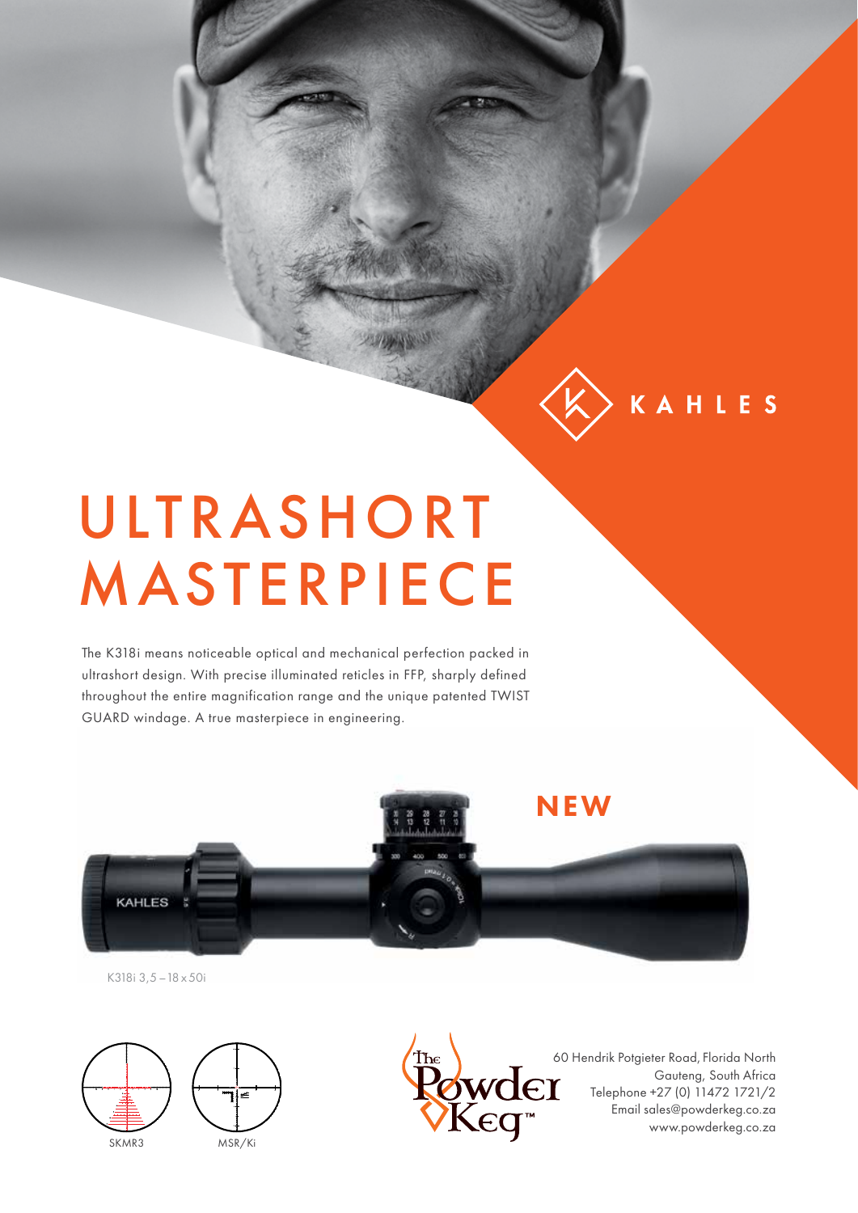KAHLES

# ULTRASHORT MASTERPIECE

The K318i means noticeable optical and mechanical perfection packed in ultrashort design. With precise illuminated reticles in FFP, sharply defined throughout the entire magnification range and the unique patented TWIST GUARD windage. A true masterpiece in engineering.

**NEW**

K318i 3,5 – 18 x 50i

SKMR3

MSR/Ki

The Powder Keg™

60 Hendrik Potgieter Road, Florida North
Gauteng, South Africa
Telephone +27 (0) 11472 1721/2
Email sales@powderkeg.co.za
www.powderkeg.co.za